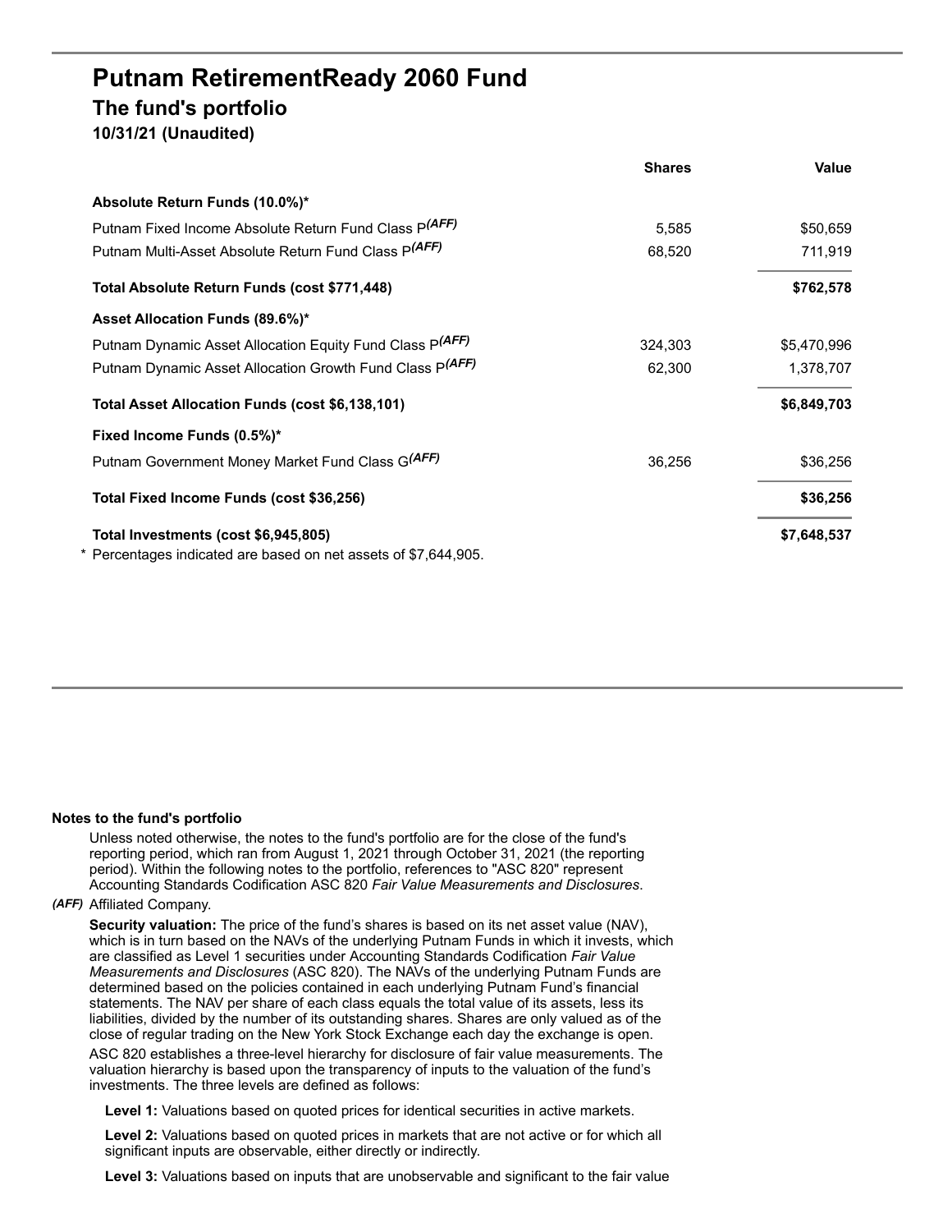# Putnam RetirementReady 2060 Fund

## The fund's portfolio

### 10/31/21 (Unaudited)

| | Shares | Value |
|---|---|---|
| **Absolute Return Funds (10.0%)*** | | |
| Putnam Fixed Income Absolute Return Fund Class P*(AFF)* | 5,585 | $50,659 |
| Putnam Multi-Asset Absolute Return Fund Class P*(AFF)* | 68,520 | 711,919 |
| **Total Absolute Return Funds (cost $771,448)** | | **$762,578** |
| **Asset Allocation Funds (89.6%)*** | | |
| Putnam Dynamic Asset Allocation Equity Fund Class P*(AFF)* | 324,303 | $5,470,996 |
| Putnam Dynamic Asset Allocation Growth Fund Class P*(AFF)* | 62,300 | 1,378,707 |
| **Total Asset Allocation Funds (cost $6,138,101)** | | **$6,849,703** |
| **Fixed Income Funds (0.5%)*** | | |
| Putnam Government Money Market Fund Class G*(AFF)* | 36,256 | $36,256 |
| **Total Fixed Income Funds (cost $36,256)** | | **$36,256** |
| **Total Investments (cost $6,945,805)** | | **$7,648,537** |

\* Percentages indicated are based on net assets of $7,644,905.

**Notes to the fund's portfolio**

Unless noted otherwise, the notes to the fund's portfolio are for the close of the fund's reporting period, which ran from August 1, 2021 through October 31, 2021 (the reporting period). Within the following notes to the portfolio, references to "ASC 820" represent Accounting Standards Codification ASC 820 *Fair Value Measurements and Disclosures*.

*(AFF)* Affiliated Company.

**Security valuation:** The price of the fund's shares is based on its net asset value (NAV), which is in turn based on the NAVs of the underlying Putnam Funds in which it invests, which are classified as Level 1 securities under Accounting Standards Codification *Fair Value Measurements and Disclosures* (ASC 820). The NAVs of the underlying Putnam Funds are determined based on the policies contained in each underlying Putnam Fund's financial statements. The NAV per share of each class equals the total value of its assets, less its liabilities, divided by the number of its outstanding shares. Shares are only valued as of the close of regular trading on the New York Stock Exchange each day the exchange is open.

ASC 820 establishes a three-level hierarchy for disclosure of fair value measurements. The valuation hierarchy is based upon the transparency of inputs to the valuation of the fund's investments. The three levels are defined as follows:

**Level 1:** Valuations based on quoted prices for identical securities in active markets.

**Level 2:** Valuations based on quoted prices in markets that are not active or for which all significant inputs are observable, either directly or indirectly.

**Level 3:** Valuations based on inputs that are unobservable and significant to the fair value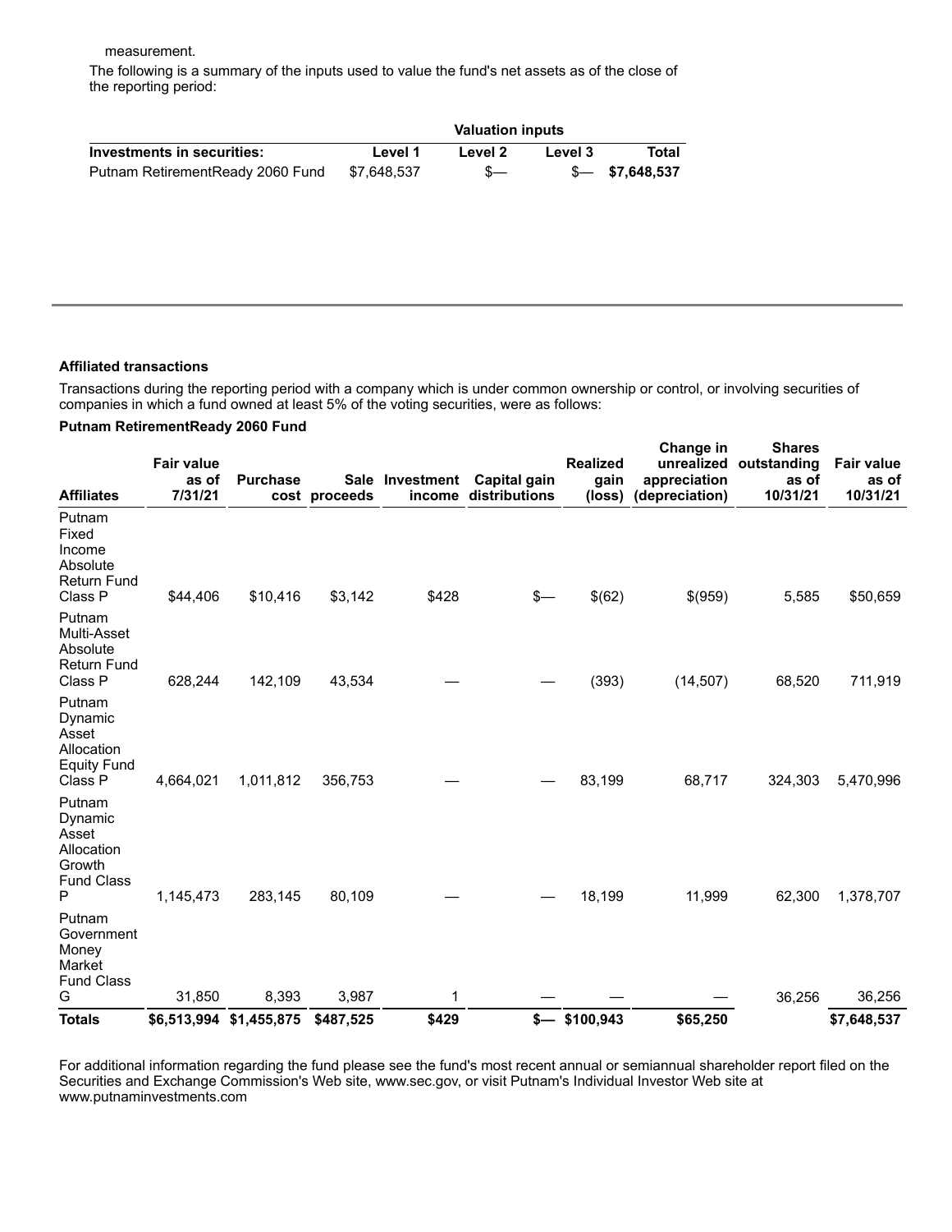measurement.

The following is a summary of the inputs used to value the fund's net assets as of the close of the reporting period:

| | Valuation inputs | | | |
|---|---|---|---|---|
| **Investments in securities:** | **Level 1** | **Level 2** | **Level 3** | **Total** |
| Putnam RetirementReady 2060 Fund | $7,648,537 | $— | $— | $7,648,537 |

### Affiliated transactions

Transactions during the reporting period with a company which is under common ownership or control, or involving securities of companies in which a fund owned at least 5% of the voting securities, were as follows:

**Putnam RetirementReady 2060 Fund**

| Affiliates | Fair value as of 7/31/21 | Purchase cost | Sale proceeds | Investment income | Capital gain distributions | Realized gain (loss) | Change in unrealized appreciation (depreciation) | Shares outstanding as of 10/31/21 | Fair value as of 10/31/21 |
|---|---|---|---|---|---|---|---|---|---|
| Putnam Fixed Income Absolute Return Fund Class P | $44,406 | $10,416 | $3,142 | $428 | $— | $(62) | $(959) | 5,585 | $50,659 |
| Putnam Multi-Asset Absolute Return Fund Class P | 628,244 | 142,109 | 43,534 | — | — | (393) | (14,507) | 68,520 | 711,919 |
| Putnam Dynamic Asset Allocation Equity Fund Class P | 4,664,021 | 1,011,812 | 356,753 | — | — | 83,199 | 68,717 | 324,303 | 5,470,996 |
| Putnam Dynamic Asset Allocation Growth Fund Class P | 1,145,473 | 283,145 | 80,109 | — | — | 18,199 | 11,999 | 62,300 | 1,378,707 |
| Putnam Government Money Market Fund Class G | 31,850 | 8,393 | 3,987 | 1 | — | — | — | 36,256 | 36,256 |
| **Totals** | **$6,513,994** | **$1,455,875** | **$487,525** | **$429** | **$—** | **$100,943** | **$65,250** | | **$7,648,537** |

For additional information regarding the fund please see the fund's most recent annual or semiannual shareholder report filed on the Securities and Exchange Commission's Web site, www.sec.gov, or visit Putnam's Individual Investor Web site at www.putnaminvestments.com